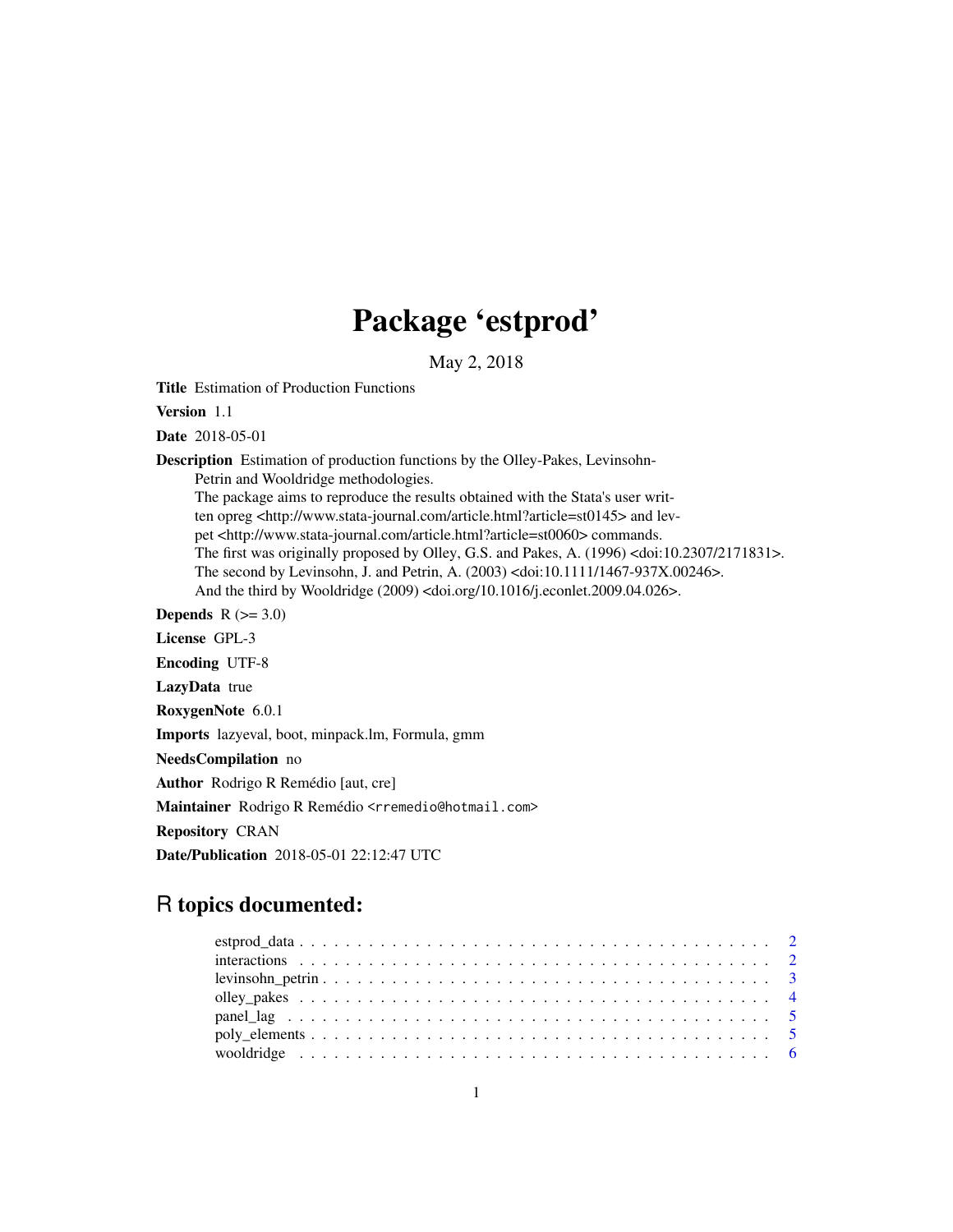# Package 'estprod'

May 2, 2018

**Title** Estimation of Production Functions

**Version** 1.1

**Date** 2018-05-01

**Description** Estimation of production functions by the Olley-Pakes, Levinsohn-Petrin and Wooldridge methodologies.
The package aims to reproduce the results obtained with the Stata's user written opreg <http://www.stata-journal.com/article.html?article=st0145> and levpet <http://www.stata-journal.com/article.html?article=st0060> commands.
The first was originally proposed by Olley, G.S. and Pakes, A. (1996) <doi:10.2307/2171831>.
The second by Levinsohn, J. and Petrin, A. (2003) <doi:10.1111/1467-937X.00246>.
And the third by Wooldridge (2009) <doi.org/10.1016/j.econlet.2009.04.026>.

**Depends** R (>= 3.0)

**License** GPL-3

**Encoding** UTF-8

**LazyData** true

**RoxygenNote** 6.0.1

**Imports** lazyeval, boot, minpack.lm, Formula, gmm

**NeedsCompilation** no

**Author** Rodrigo R Remédio [aut, cre]

**Maintainer** Rodrigo R Remédio <rremedio@hotmail.com>

**Repository** CRAN

**Date/Publication** 2018-05-01 22:12:47 UTC

## R topics documented:

- estprod_data . . . . . . . . . . . . . . . . . . . . . . . . . . . . . . . . . . . . . . . . . 2
- interactions . . . . . . . . . . . . . . . . . . . . . . . . . . . . . . . . . . . . . . . . . 2
- levinsohn_petrin . . . . . . . . . . . . . . . . . . . . . . . . . . . . . . . . . . . . . . 3
- olley_pakes . . . . . . . . . . . . . . . . . . . . . . . . . . . . . . . . . . . . . . . . . 4
- panel_lag . . . . . . . . . . . . . . . . . . . . . . . . . . . . . . . . . . . . . . . . . . 5
- poly_elements . . . . . . . . . . . . . . . . . . . . . . . . . . . . . . . . . . . . . . . 5
- wooldridge . . . . . . . . . . . . . . . . . . . . . . . . . . . . . . . . . . . . . . . . . 6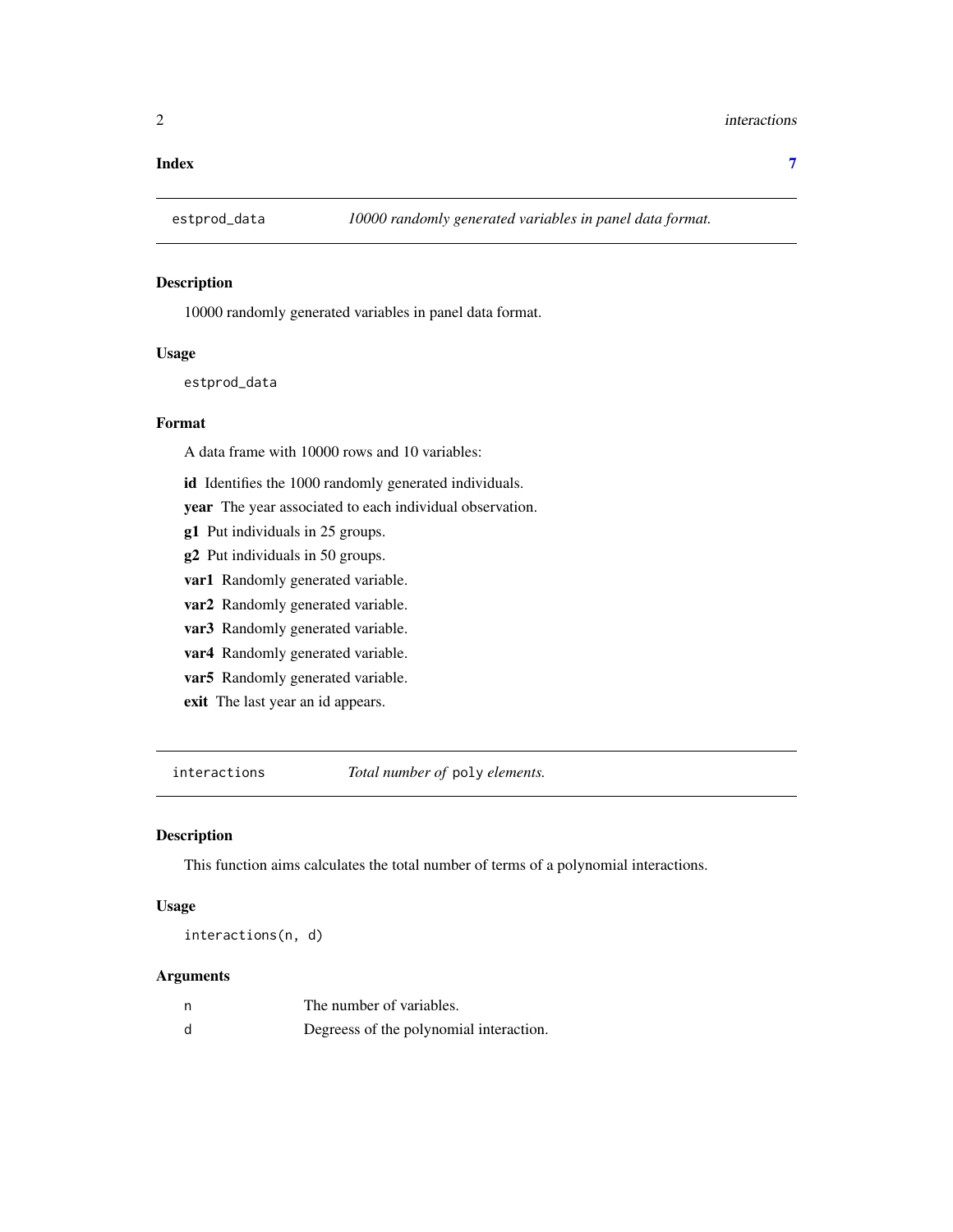**Index** **7**

---

`estprod_data` *10000 randomly generated variables in panel data format.*

---

### Description

10000 randomly generated variables in panel data format.

### Usage

```
estprod_data
```

### Format

A data frame with 10000 rows and 10 variables:

- **id** Identifies the 1000 randomly generated individuals.
- **year** The year associated to each individual observation.
- **g1** Put individuals in 25 groups.
- **g2** Put individuals in 50 groups.
- **var1** Randomly generated variable.
- **var2** Randomly generated variable.
- **var3** Randomly generated variable.
- **var4** Randomly generated variable.
- **var5** Randomly generated variable.
- **exit** The last year an id appears.

---

`interactions` *Total number of* `poly` *elements.*

---

### Description

This function aims calculates the total number of terms of a polynomial interactions.

### Usage

```
interactions(n, d)
```

### Arguments

| | |
|---|---|
| n | The number of variables. |
| d | Degreess of the polynomial interaction. |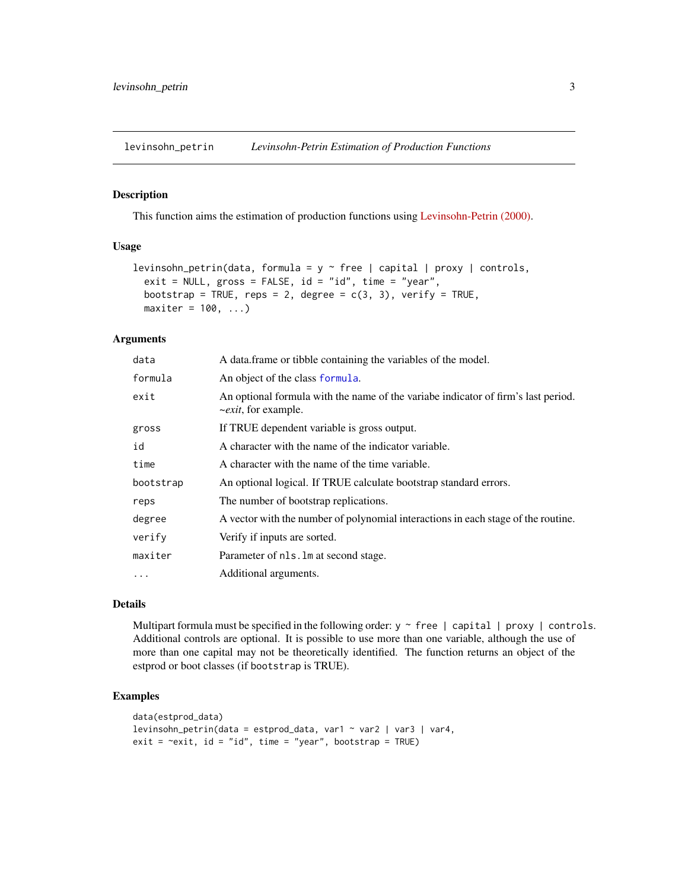`levinsohn_petrin` *Levinsohn-Petrin Estimation of Production Functions*

## Description

This function aims the estimation of production functions using Levinsohn-Petrin (2000).

## Usage

```
levinsohn_petrin(data, formula = y ~ free | capital | proxy | controls,
  exit = NULL, gross = FALSE, id = "id", time = "year",
  bootstrap = TRUE, reps = 2, degree = c(3, 3), verify = TRUE,
  maxiter = 100, ...)
```

## Arguments

| Argument | Description |
|---|---|
| `data` | A data.frame or tibble containing the variables of the model. |
| `formula` | An object of the class `formula`. |
| `exit` | An optional formula with the name of the variabe indicator of firm's last period. *~exit*, for example. |
| `gross` | If TRUE dependent variable is gross output. |
| `id` | A character with the name of the indicator variable. |
| `time` | A character with the name of the time variable. |
| `bootstrap` | An optional logical. If TRUE calculate bootstrap standard errors. |
| `reps` | The number of bootstrap replications. |
| `degree` | A vector with the number of polynomial interactions in each stage of the routine. |
| `verify` | Verify if inputs are sorted. |
| `maxiter` | Parameter of `nls.lm` at second stage. |
| `...` | Additional arguments. |

## Details

Multipart formula must be specified in the following order: `y ~ free | capital | proxy | controls`. Additional controls are optional. It is possible to use more than one variable, although the use of more than one capital may not be theoretically identified. The function returns an object of the estprod or boot classes (if `bootstrap` is TRUE).

## Examples

```
data(estprod_data)
levinsohn_petrin(data = estprod_data, var1 ~ var2 | var3 | var4,
exit = ~exit, id = "id", time = "year", bootstrap = TRUE)
```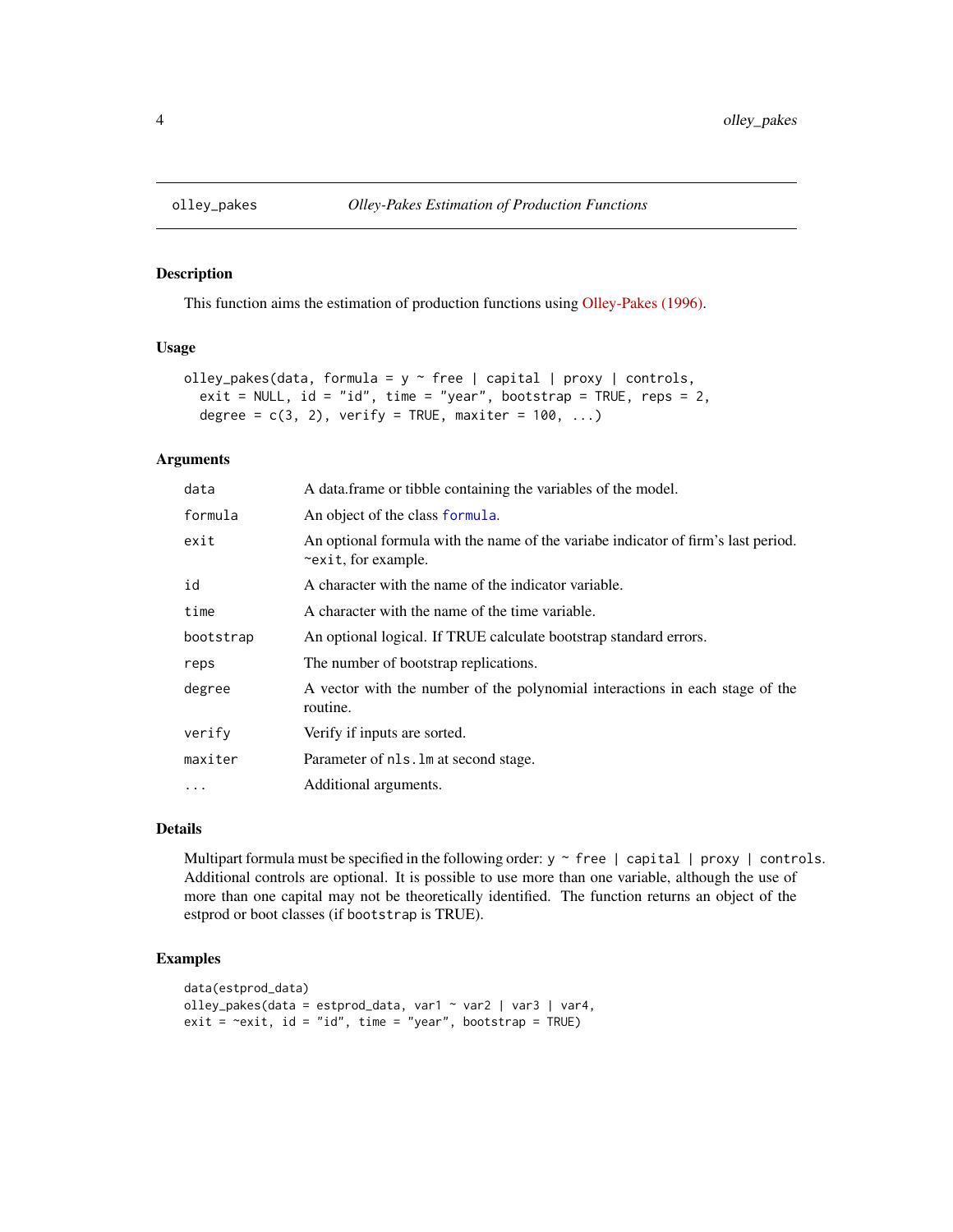`olley_pakes` *Olley-Pakes Estimation of Production Functions*

### Description

This function aims the estimation of production functions using Olley-Pakes (1996).

### Usage

```
olley_pakes(data, formula = y ~ free | capital | proxy | controls,
  exit = NULL, id = "id", time = "year", bootstrap = TRUE, reps = 2,
  degree = c(3, 2), verify = TRUE, maxiter = 100, ...)
```

### Arguments

| | |
|---|---|
| `data` | A data.frame or tibble containing the variables of the model. |
| `formula` | An object of the class `formula`. |
| `exit` | An optional formula with the name of the variabe indicator of firm's last period. `~exit`, for example. |
| `id` | A character with the name of the indicator variable. |
| `time` | A character with the name of the time variable. |
| `bootstrap` | An optional logical. If TRUE calculate bootstrap standard errors. |
| `reps` | The number of bootstrap replications. |
| `degree` | A vector with the number of the polynomial interactions in each stage of the routine. |
| `verify` | Verify if inputs are sorted. |
| `maxiter` | Parameter of `nls.lm` at second stage. |
| `...` | Additional arguments. |

### Details

Multipart formula must be specified in the following order: `y ~ free | capital | proxy | controls`. Additional controls are optional. It is possible to use more than one variable, although the use of more than one capital may not be theoretically identified. The function returns an object of the estprod or boot classes (if `bootstrap` is TRUE).

### Examples

```
data(estprod_data)
olley_pakes(data = estprod_data, var1 ~ var2 | var3 | var4,
exit = ~exit, id = "id", time = "year", bootstrap = TRUE)
```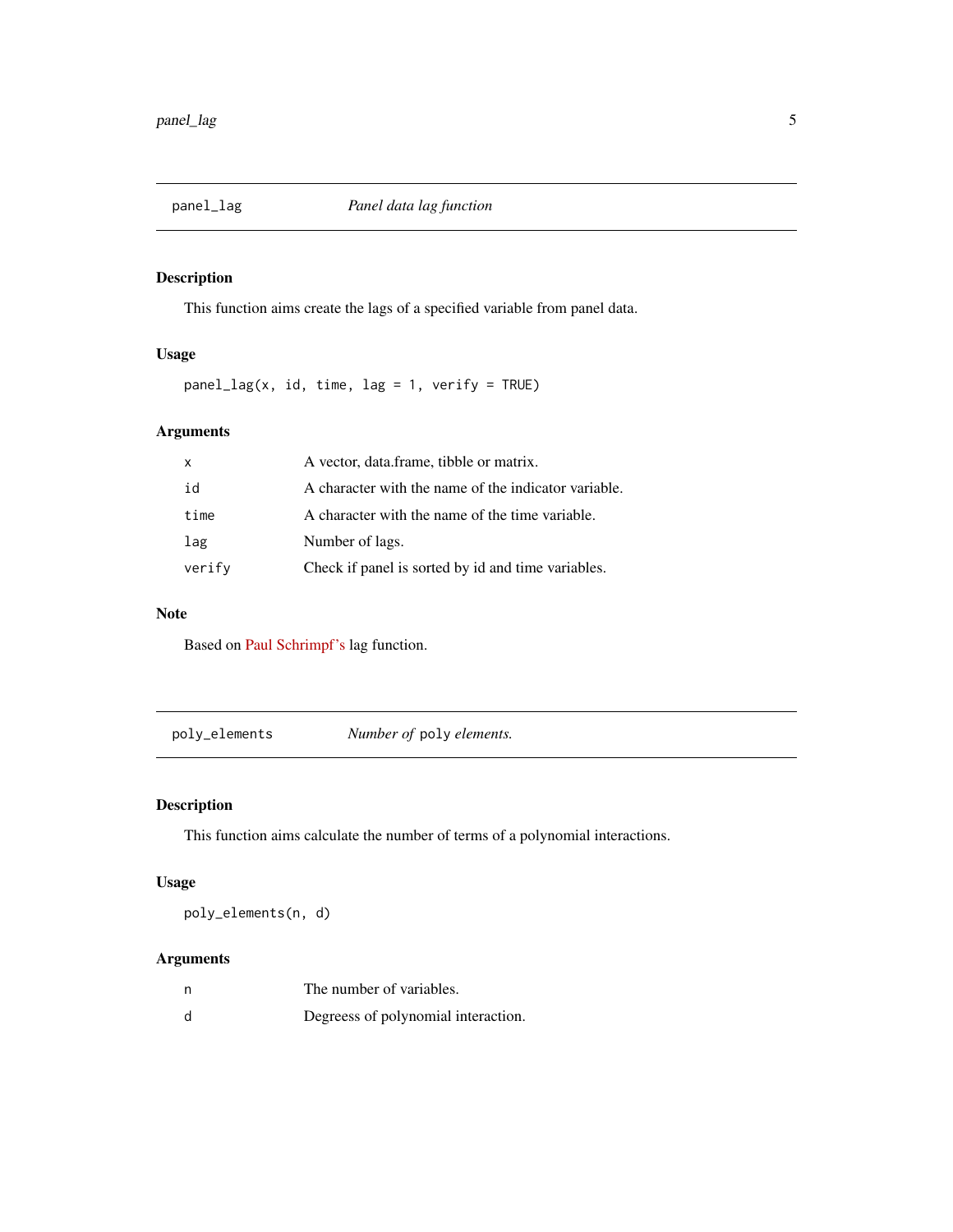## `panel_lag` — *Panel data lag function*

### Description

This function aims create the lags of a specified variable from panel data.

### Usage

```
panel_lag(x, id, time, lag = 1, verify = TRUE)
```

### Arguments

| | |
|---|---|
| `x` | A vector, data.frame, tibble or matrix. |
| `id` | A character with the name of the indicator variable. |
| `time` | A character with the name of the time variable. |
| `lag` | Number of lags. |
| `verify` | Check if panel is sorted by id and time variables. |

### Note

Based on Paul Schrimpf's lag function.

## `poly_elements` — *Number of* `poly` *elements.*

### Description

This function aims calculate the number of terms of a polynomial interactions.

### Usage

```
poly_elements(n, d)
```

### Arguments

| | |
|---|---|
| `n` | The number of variables. |
| `d` | Degreess of polynomial interaction. |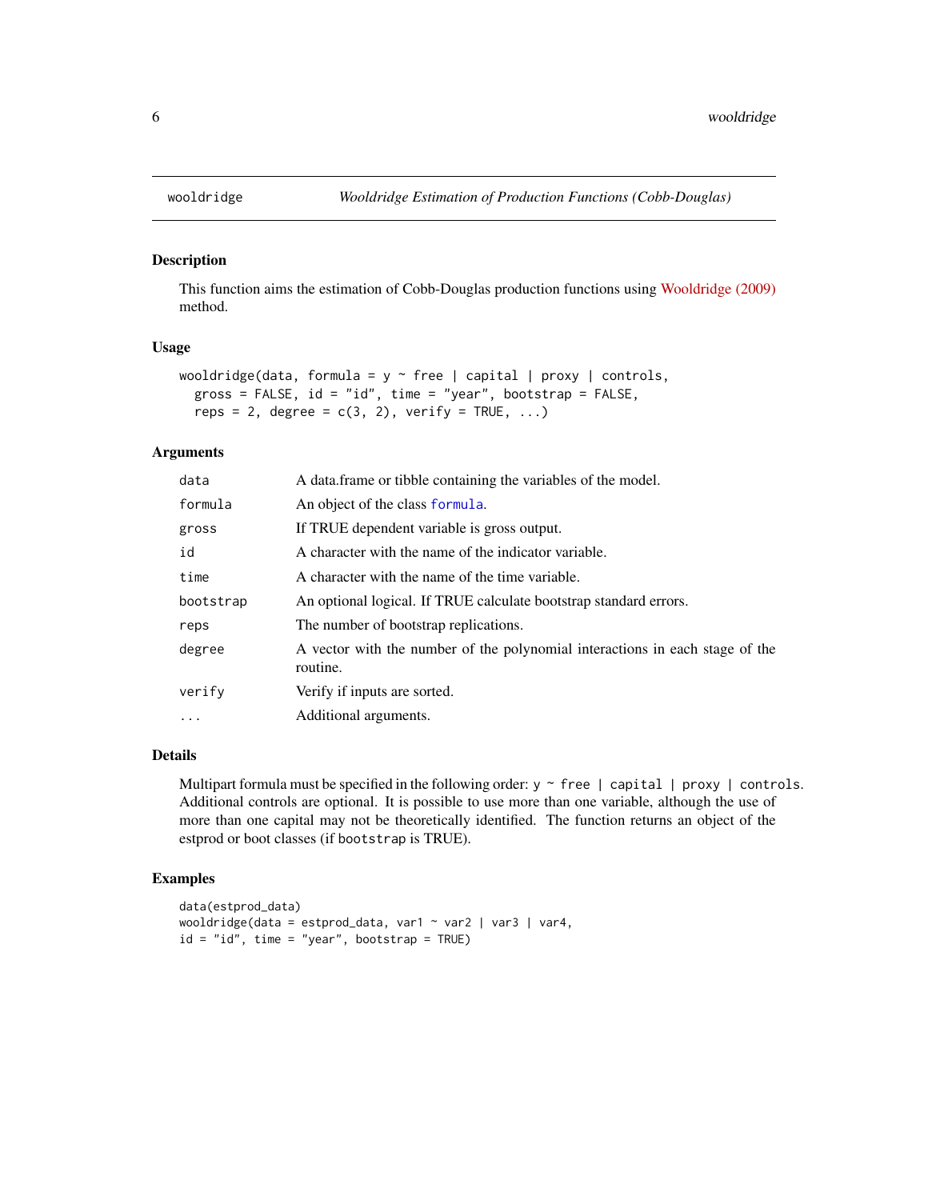# wooldridge — *Wooldridge Estimation of Production Functions (Cobb-Douglas)*

## Description

This function aims the estimation of Cobb-Douglas production functions using Wooldridge (2009) method.

## Usage

```
wooldridge(data, formula = y ~ free | capital | proxy | controls,
  gross = FALSE, id = "id", time = "year", bootstrap = FALSE,
  reps = 2, degree = c(3, 2), verify = TRUE, ...)
```

## Arguments

| Argument | Description |
|---|---|
| `data` | A data.frame or tibble containing the variables of the model. |
| `formula` | An object of the class `formula`. |
| `gross` | If TRUE dependent variable is gross output. |
| `id` | A character with the name of the indicator variable. |
| `time` | A character with the name of the time variable. |
| `bootstrap` | An optional logical. If TRUE calculate bootstrap standard errors. |
| `reps` | The number of bootstrap replications. |
| `degree` | A vector with the number of the polynomial interactions in each stage of the routine. |
| `verify` | Verify if inputs are sorted. |
| `...` | Additional arguments. |

## Details

Multipart formula must be specified in the following order: `y ~ free | capital | proxy | controls`. Additional controls are optional. It is possible to use more than one variable, although the use of more than one capital may not be theoretically identified. The function returns an object of the estprod or boot classes (if `bootstrap` is TRUE).

## Examples

```
data(estprod_data)
wooldridge(data = estprod_data, var1 ~ var2 | var3 | var4,
id = "id", time = "year", bootstrap = TRUE)
```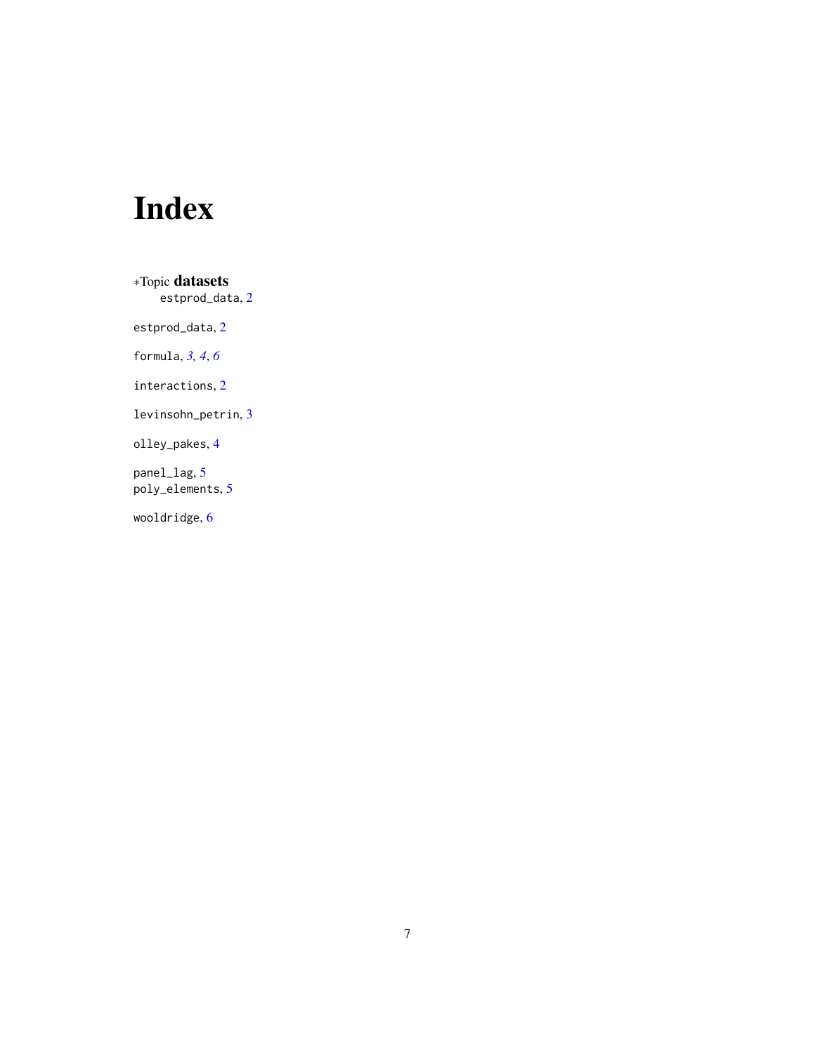# Index

*Topic **datasets**
    estprod_data, 2

estprod_data, 2

formula, *3, 4*, *6*

interactions, 2

levinsohn_petrin, 3

olley_pakes, 4

panel_lag, 5
poly_elements, 5

wooldridge, 6